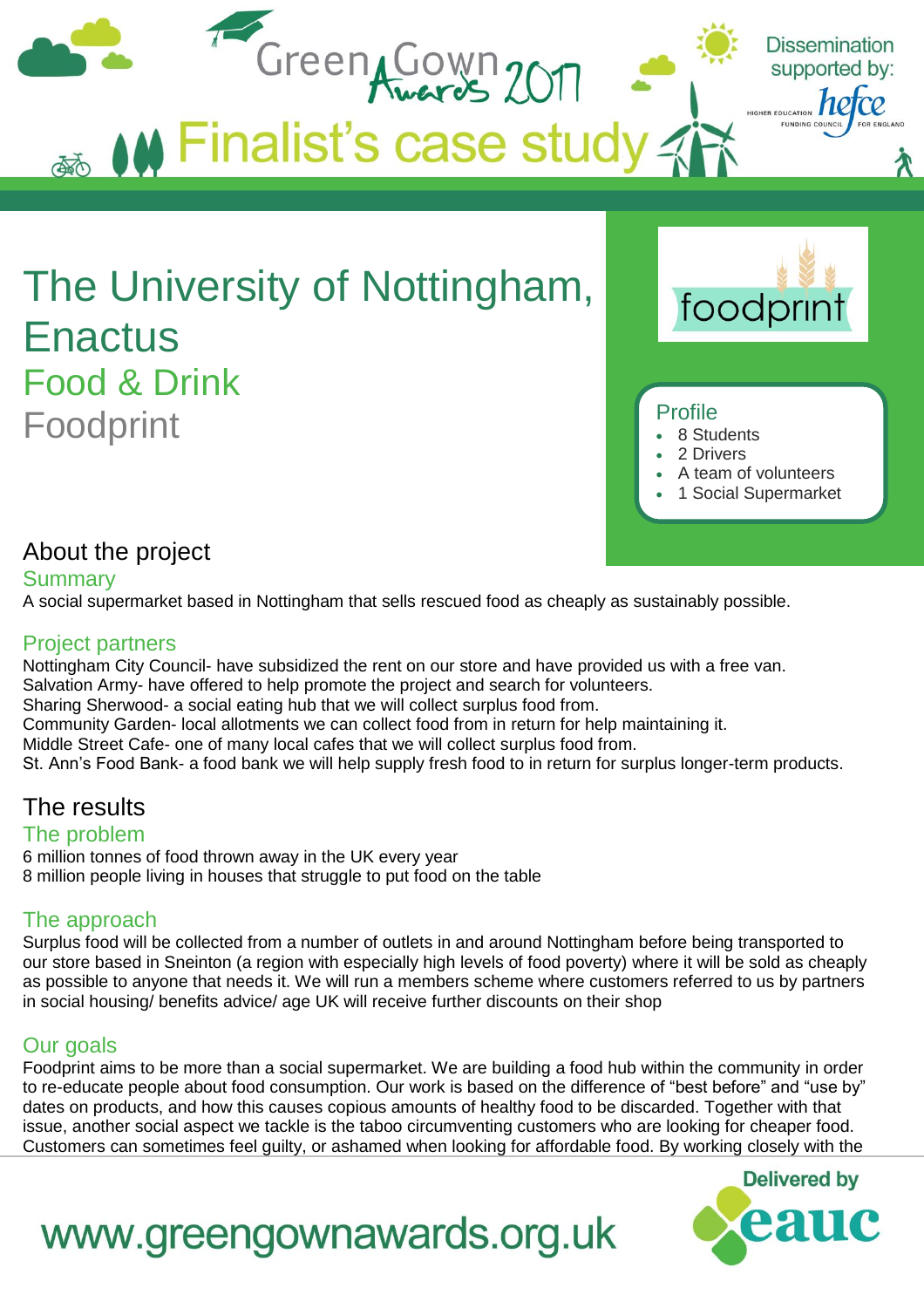# Green Gown Awards 2017

## Finalist's case study

Dissemination supported by: hefce

# The University of Nottingham, Enactus

## Food & Drink

## Foodprint

### Profile

- 8 Students
- 2 Drivers
- A team of volunteers
- 1 Social Supermarket

## About the project

### Summary

A social supermarket based in Nottingham that sells rescued food as cheaply as sustainably possible.

### Project partners

Nottingham City Council- have subsidized the rent on our store and have provided us with a free van.
Salvation Army- have offered to help promote the project and search for volunteers.
Sharing Sherwood- a social eating hub that we will collect surplus food from.
Community Garden- local allotments we can collect food from in return for help maintaining it.
Middle Street Cafe- one of many local cafes that we will collect surplus food from.
St. Ann's Food Bank- a food bank we will help supply fresh food to in return for surplus longer-term products.

## The results

### The problem

6 million tonnes of food thrown away in the UK every year
8 million people living in houses that struggle to put food on the table

### The approach

Surplus food will be collected from a number of outlets in and around Nottingham before being transported to our store based in Sneinton (a region with especially high levels of food poverty) where it will be sold as cheaply as possible to anyone that needs it. We will run a members scheme where customers referred to us by partners in social housing/ benefits advice/ age UK will receive further discounts on their shop

### Our goals

Foodprint aims to be more than a social supermarket. We are building a food hub within the community in order to re-educate people about food consumption. Our work is based on the difference of "best before" and "use by" dates on products, and how this causes copious amounts of healthy food to be discarded. Together with that issue, another social aspect we tackle is the taboo circumventing customers who are looking for cheaper food. Customers can sometimes feel guilty, or ashamed when looking for affordable food. By working closely with the

www.greengownawards.org.uk

Delivered by eauc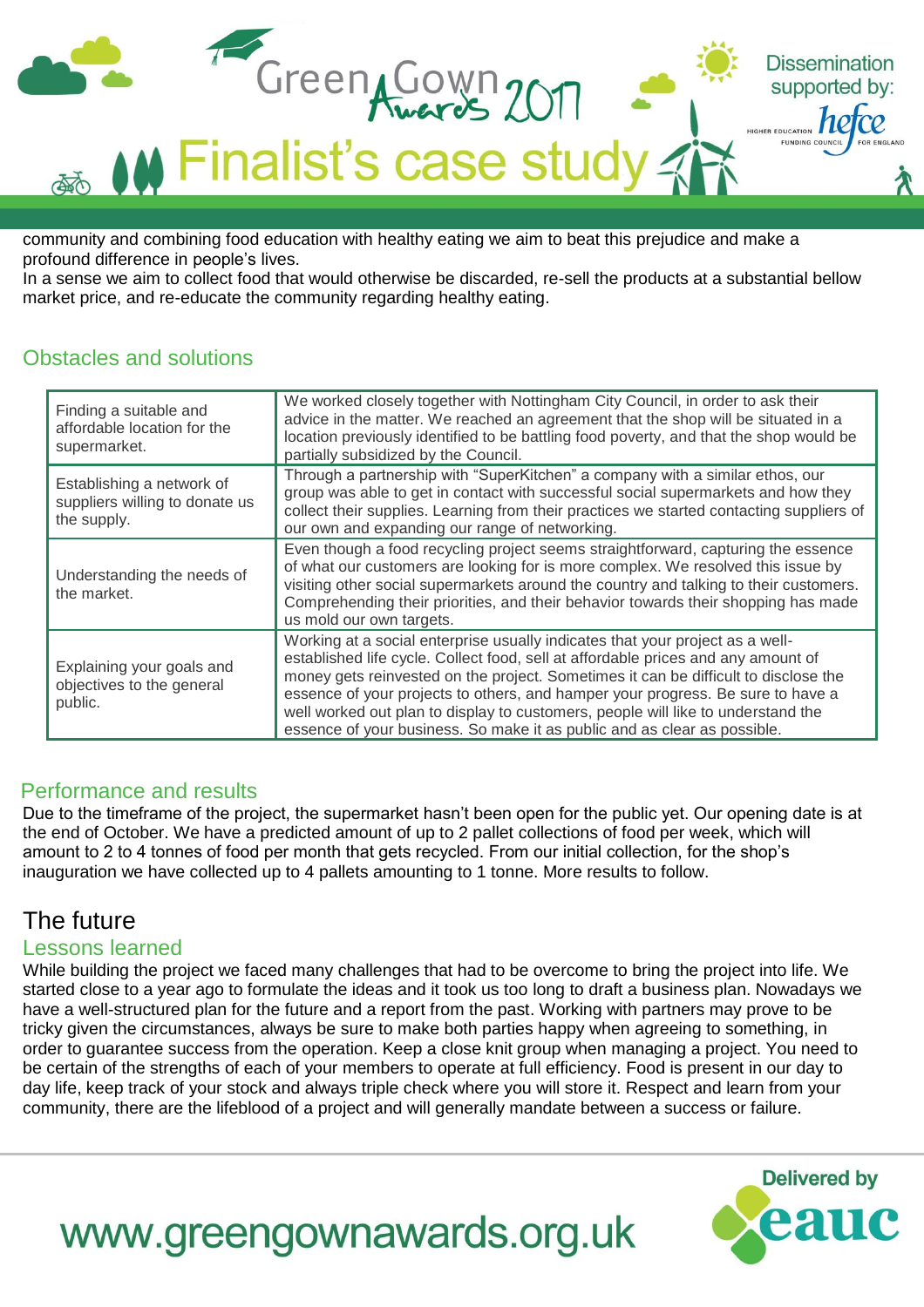community and combining food education with healthy eating we aim to beat this prejudice and make a profound difference in people's lives.
In a sense we aim to collect food that would otherwise be discarded, re-sell the products at a substantial bellow market price, and re-educate the community regarding healthy eating.

## Obstacles and solutions

| | |
|---|---|
| Finding a suitable and affordable location for the supermarket. | We worked closely together with Nottingham City Council, in order to ask their advice in the matter. We reached an agreement that the shop will be situated in a location previously identified to be battling food poverty, and that the shop would be partially subsidized by the Council. |
| Establishing a network of suppliers willing to donate us the supply. | Through a partnership with "SuperKitchen" a company with a similar ethos, our group was able to get in contact with successful social supermarkets and how they collect their supplies. Learning from their practices we started contacting suppliers of our own and expanding our range of networking. |
| Understanding the needs of the market. | Even though a food recycling project seems straightforward, capturing the essence of what our customers are looking for is more complex. We resolved this issue by visiting other social supermarkets around the country and talking to their customers. Comprehending their priorities, and their behavior towards their shopping has made us mold our own targets. |
| Explaining your goals and objectives to the general public. | Working at a social enterprise usually indicates that your project as a well-established life cycle. Collect food, sell at affordable prices and any amount of money gets reinvested on the project. Sometimes it can be difficult to disclose the essence of your projects to others, and hamper your progress. Be sure to have a well worked out plan to display to customers, people will like to understand the essence of your business. So make it as public and as clear as possible. |

## Performance and results

Due to the timeframe of the project, the supermarket hasn't been open for the public yet. Our opening date is at the end of October. We have a predicted amount of up to 2 pallet collections of food per week, which will amount to 2 to 4 tonnes of food per month that gets recycled. From our initial collection, for the shop's inauguration we have collected up to 4 pallets amounting to 1 tonne. More results to follow.

# The future

## Lessons learned

While building the project we faced many challenges that had to be overcome to bring the project into life. We started close to a year ago to formulate the ideas and it took us too long to draft a business plan. Nowadays we have a well-structured plan for the future and a report from the past. Working with partners may prove to be tricky given the circumstances, always be sure to make both parties happy when agreeing to something, in order to guarantee success from the operation. Keep a close knit group when managing a project. You need to be certain of the strengths of each of your members to operate at full efficiency. Food is present in our day to day life, keep track of your stock and always triple check where you will store it. Respect and learn from your community, there are the lifeblood of a project and will generally mandate between a success or failure.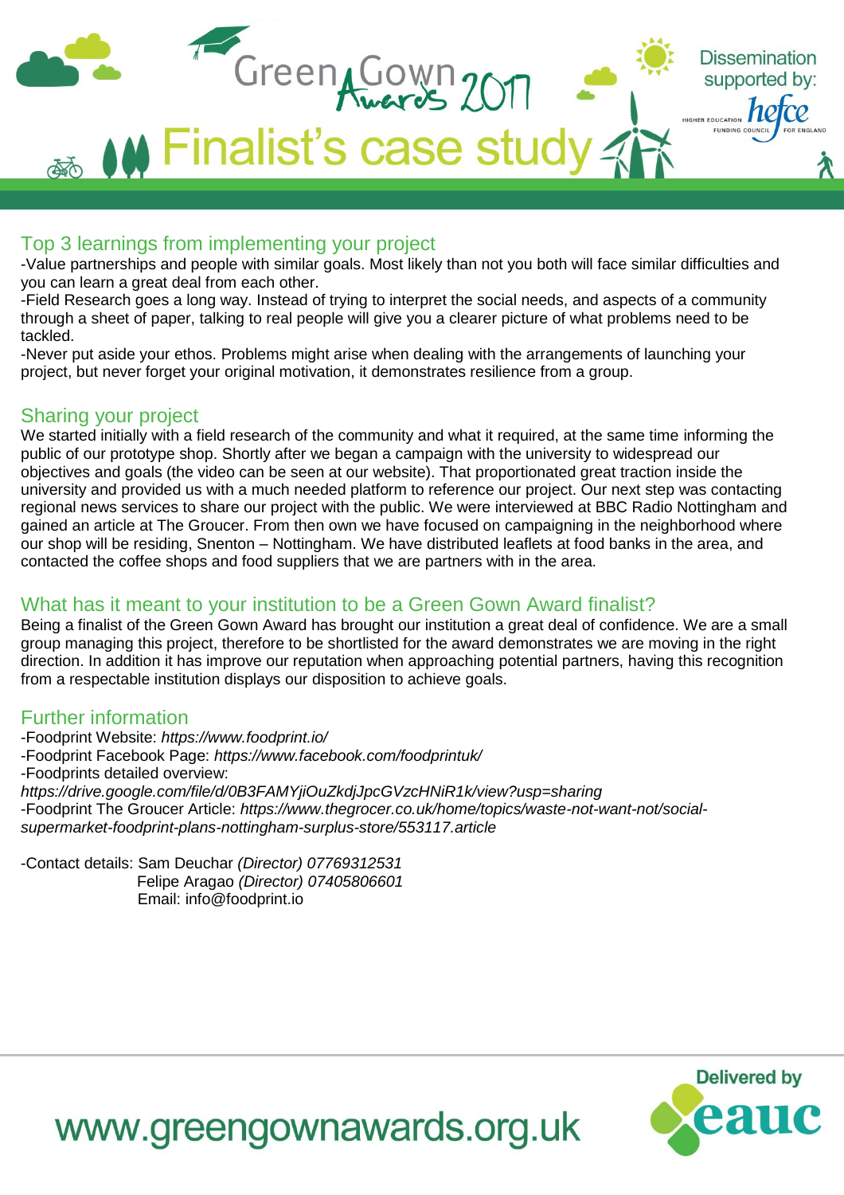## Top 3 learnings from implementing your project

-Value partnerships and people with similar goals. Most likely than not you both will face similar difficulties and you can learn a great deal from each other.
-Field Research goes a long way. Instead of trying to interpret the social needs, and aspects of a community through a sheet of paper, talking to real people will give you a clearer picture of what problems need to be tackled.
-Never put aside your ethos. Problems might arise when dealing with the arrangements of launching your project, but never forget your original motivation, it demonstrates resilience from a group.

## Sharing your project

We started initially with a field research of the community and what it required, at the same time informing the public of our prototype shop. Shortly after we began a campaign with the university to widespread our objectives and goals (the video can be seen at our website). That proportionated great traction inside the university and provided us with a much needed platform to reference our project. Our next step was contacting regional news services to share our project with the public. We were interviewed at BBC Radio Nottingham and gained an article at The Groucer. From then own we have focused on campaigning in the neighborhood where our shop will be residing, Snenton – Nottingham. We have distributed leaflets at food banks in the area, and contacted the coffee shops and food suppliers that we are partners with in the area.

## What has it meant to your institution to be a Green Gown Award finalist?

Being a finalist of the Green Gown Award has brought our institution a great deal of confidence. We are a small group managing this project, therefore to be shortlisted for the award demonstrates we are moving in the right direction. In addition it has improve our reputation when approaching potential partners, having this recognition from a respectable institution displays our disposition to achieve goals.

## Further information

-Foodprint Website: *https://www.foodprint.io/*
-Foodprint Facebook Page: *https://www.facebook.com/foodprintuk/*
-Foodprints detailed overview:
*https://drive.google.com/file/d/0B3FAMYjiOuZkdjJpcGVzcHNiR1k/view?usp=sharing*
-Foodprint The Groucer Article: *https://www.thegrocer.co.uk/home/topics/waste-not-want-not/social-supermarket-foodprint-plans-nottingham-surplus-store/553117.article*

-Contact details: Sam Deuchar *(Director) 07769312531*
Felipe Aragao *(Director) 07405806601*
Email: info@foodprint.io